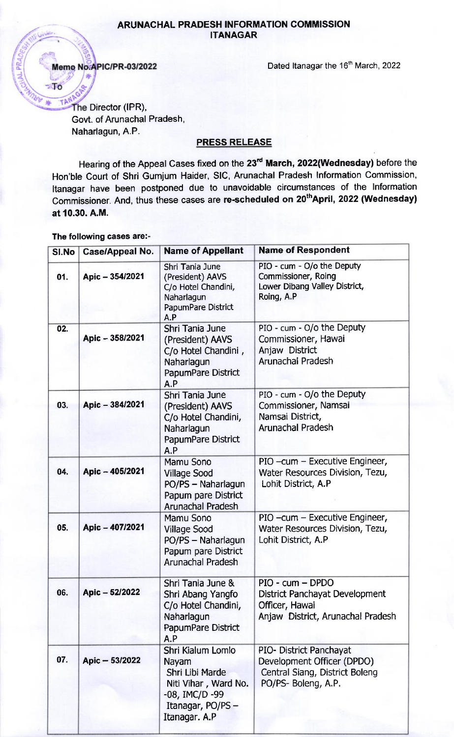# ARUNACHAL PRADESH INFORMATION COMMISSION
## ITANAGAR

**Memo No.APIC/PR-03/2022** Dated Itanagar the 16th March, 2022

To

The Director (IPR),
Govt. of Arunachal Pradesh,
Naharlagun, A.P.

**PRESS RELEASE**

Hearing of the Appeal Cases fixed on the **23rd March, 2022(Wednesday)** before the Hon'ble Court of Shri Gumjum Haider, SIC, Arunachal Pradesh Information Commission, Itanagar have been postponed due to unavoidable circumstances of the Information Commissioner. And, thus these cases are **re-scheduled on 20th April, 2022 (Wednesday) at 10.30. A.M.**

**The following cases are:-**

| Sl.No | Case/Appeal No. | Name of Appellant | Name of Respondent |
|---|---|---|---|
| 01. | Apic – 354/2021 | Shri Tania June (President) AAVS C/o Hotel Chandini, Naharlagun PapumPare District A.P | PIO - cum - O/o the Deputy Commissioner, Roing Lower Dibang Valley District, Roing, A.P |
| 02. | Apic – 358/2021 | Shri Tania June (President) AAVS C/o Hotel Chandini , Naharlagun PapumPare District A.P | PIO - cum - O/o the Deputy Commissioner, Hawai Anjaw District Arunachal Pradesh |
| 03. | Apic – 384/2021 | Shri Tania June (President) AAVS C/o Hotel Chandini, Naharlagun PapumPare District A.P | PIO - cum - O/o the Deputy Commissioner, Namsai Namsai District, Arunachal Pradesh |
| 04. | Apic – 405/2021 | Mamu Sono Village Sood PO/PS – Naharlagun Papum pare District Arunachal Pradesh | PIO –cum – Executive Engineer, Water Resources Division, Tezu, Lohit District, A.P |
| 05. | Apic – 407/2021 | Mamu Sono Village Sood PO/PS – Naharlagun Papum pare District Arunachal Pradesh | PIO –cum – Executive Engineer, Water Resources Division, Tezu, Lohit District, A.P |
| 06. | Apic – 52/2022 | Shri Tania June & Shri Abang Yangfo C/o Hotel Chandini, Naharlagun PapumPare District A.P | PIO - cum – DPDO District Panchayat Development Officer, Hawai Anjaw District, Arunachal Pradesh |
| 07. | Apic – 53/2022 | Shri Kialum Lomlo Nayam Shri Libi Marde Niti Vihar , Ward No. -08, IMC/D -99 Itanagar, PO/PS – Itanagar. A.P | PIO- District Panchayat Development Officer (DPDO) Central Siang, District Boleng PO/PS- Boleng, A.P. |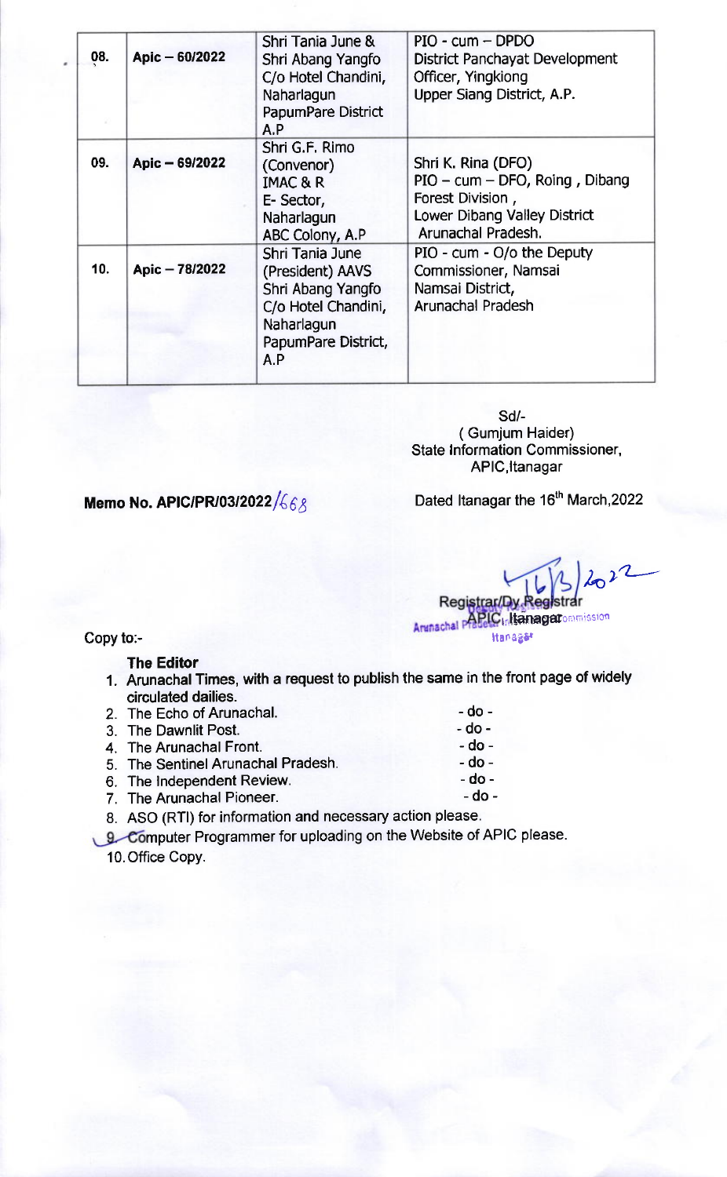| | | | |
|---|---|---|---|
| 08. | Apic – 60/2022 | Shri Tania June & Shri Abang Yangfo C/o Hotel Chandini, Naharlagun PapumPare District A.P | PIO - cum – DPDO District Panchayat Development Officer, Yingkiong Upper Siang District, A.P. |
| 09. | Apic – 69/2022 | Shri G.F. Rimo (Convenor) IMAC & R E- Sector, Naharlagun ABC Colony, A.P | Shri K. Rina (DFO) PIO – cum – DFO, Roing , Dibang Forest Division , Lower Dibang Valley District Arunachal Pradesh. |
| 10. | Apic – 78/2022 | Shri Tania June (President) AAVS Shri Abang Yangfo C/o Hotel Chandini, Naharlagun PapumPare District, A.P | PIO - cum - O/o the Deputy Commissioner, Namsai Namsai District, Arunachal Pradesh |

Sd/-
( Gumjum Haider)
State Information Commissioner,
APIC,Itanagar

**Memo No. APIC/PR/03/2022**/668

Dated Itanagar the 16th March,2022

16/3/2022
Registrar/Dy.Registrar
APIC, Itanagar

Copy to:-

**The Editor**

1. Arunachal Times, with a request to publish the same in the front page of widely circulated dailies.
2. The Echo of Arunachal. - do -
3. The Dawnlit Post. - do -
4. The Arunachal Front. - do -
5. The Sentinel Arunachal Pradesh. - do -
6. The Independent Review. - do -
7. The Arunachal Pioneer. - do -
8. ASO (RTI) for information and necessary action please.
9. Computer Programmer for uploading on the Website of APIC please.
10. Office Copy.